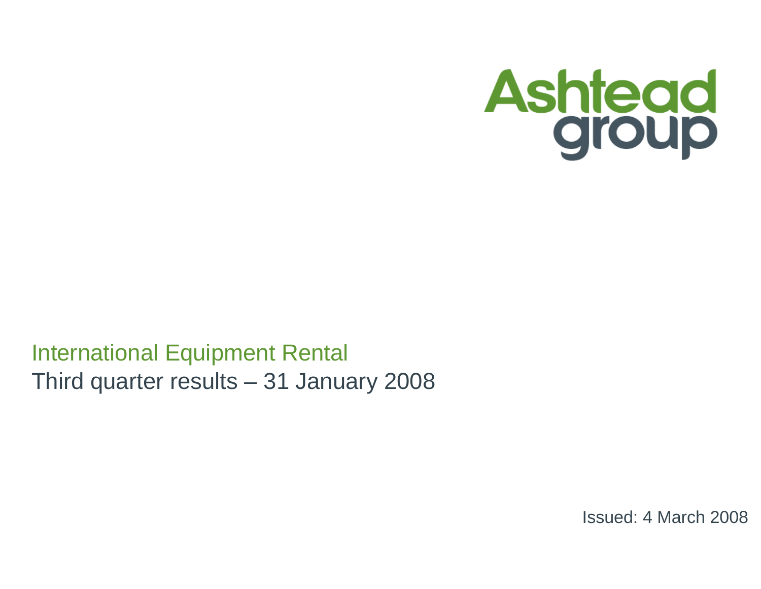Ashtead group

International Equipment Rental

# Third quarter results – 31 January 2008

Issued: 4 March 2008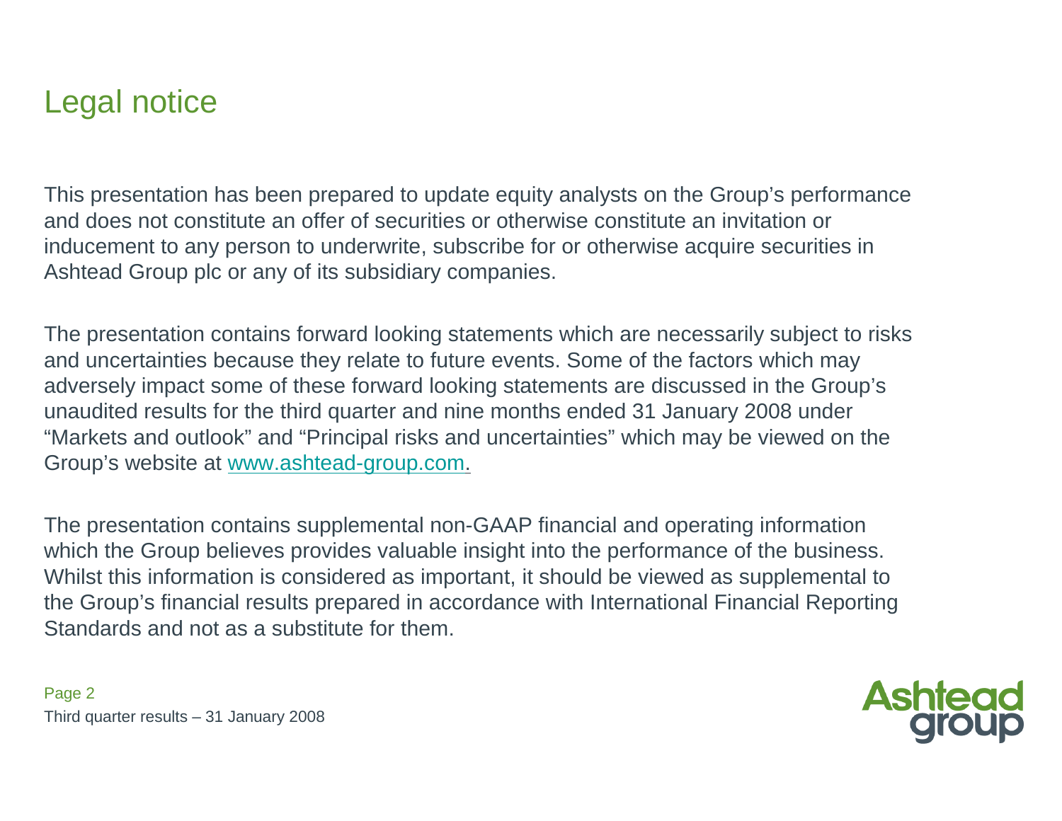# Legal notice

This presentation has been prepared to update equity analysts on the Group's performance and does not constitute an offer of securities or otherwise constitute an invitation or inducement to any person to underwrite, subscribe for or otherwise acquire securities in Ashtead Group plc or any of its subsidiary companies.

The presentation contains forward looking statements which are necessarily subject to risks and uncertainties because they relate to future events. Some of the factors which may adversely impact some of these forward looking statements are discussed in the Group's unaudited results for the third quarter and nine months ended 31 January 2008 under "Markets and outlook" and "Principal risks and uncertainties" which may be viewed on the Group's website at www.ashtead-group.com.

The presentation contains supplemental non-GAAP financial and operating information which the Group believes provides valuable insight into the performance of the business. Whilst this information is considered as important, it should be viewed as supplemental to the Group's financial results prepared in accordance with International Financial Reporting Standards and not as a substitute for them.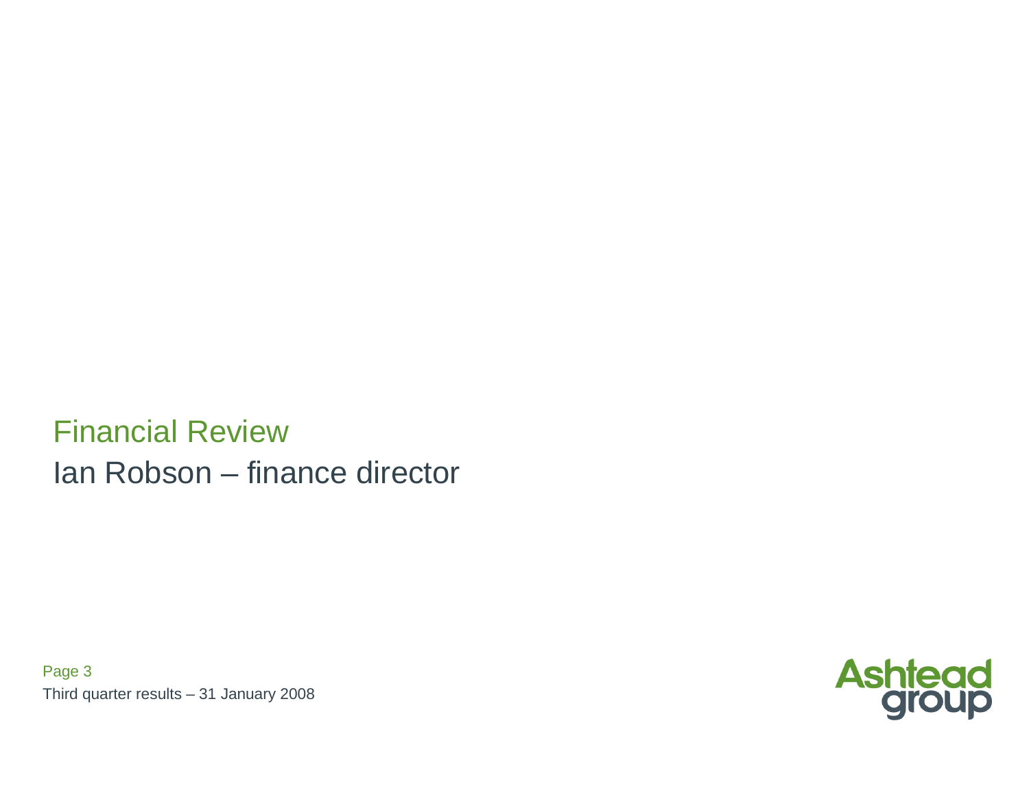# Financial Review

Ian Robson – finance director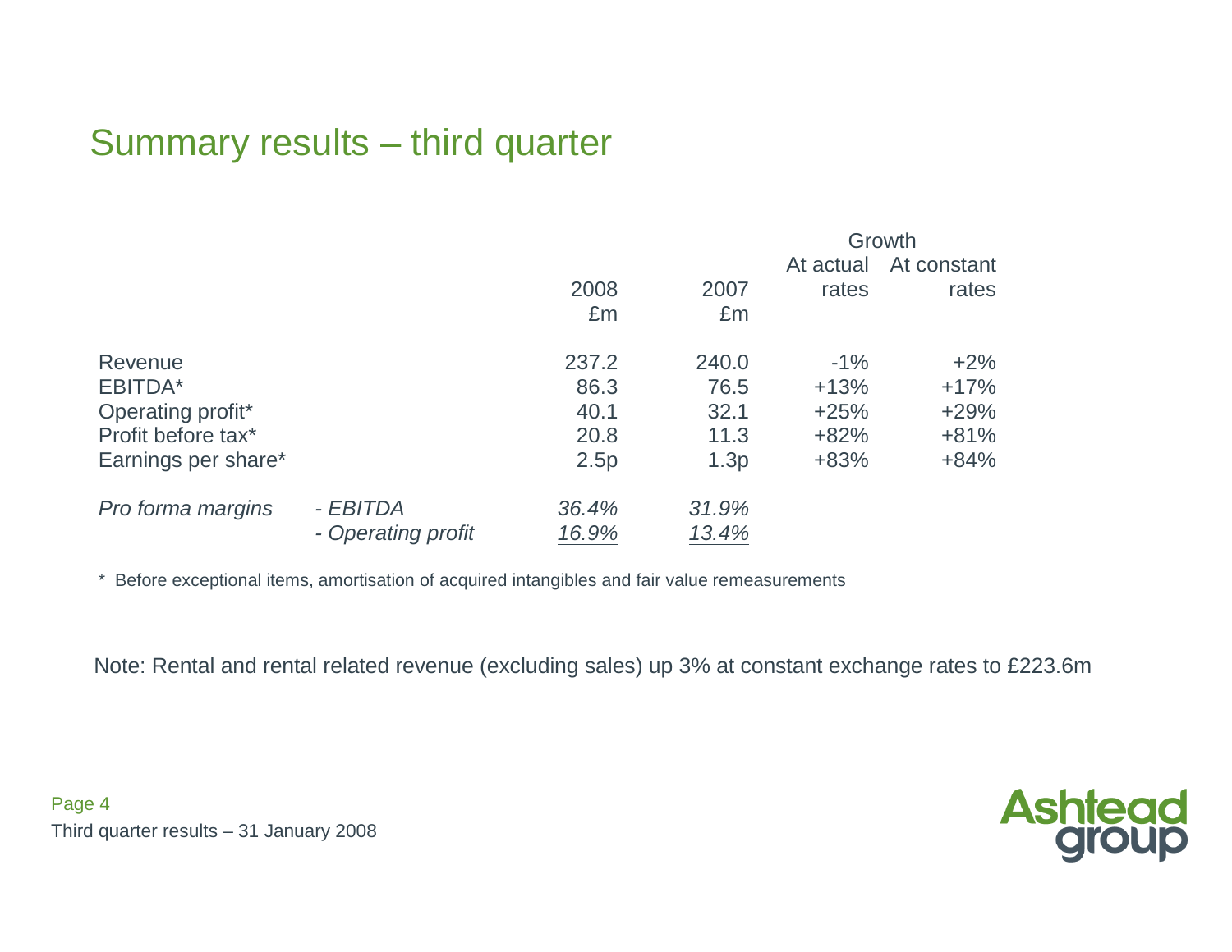## Summary results – third quarter

| | | 2008 £m | 2007 £m | Growth At actual rates | Growth At constant rates |
|---|---|---|---|---|---|
| Revenue | | 237.2 | 240.0 | -1% | +2% |
| EBITDA* | | 86.3 | 76.5 | +13% | +17% |
| Operating profit* | | 40.1 | 32.1 | +25% | +29% |
| Profit before tax* | | 20.8 | 11.3 | +82% | +81% |
| Earnings per share* | | 2.5p | 1.3p | +83% | +84% |
| *Pro forma margins* | *- EBITDA* | *36.4%* | *31.9%* | | |
| | *- Operating profit* | *16.9%* | *13.4%* | | |

\* Before exceptional items, amortisation of acquired intangibles and fair value remeasurements

Note: Rental and rental related revenue (excluding sales) up 3% at constant exchange rates to £223.6m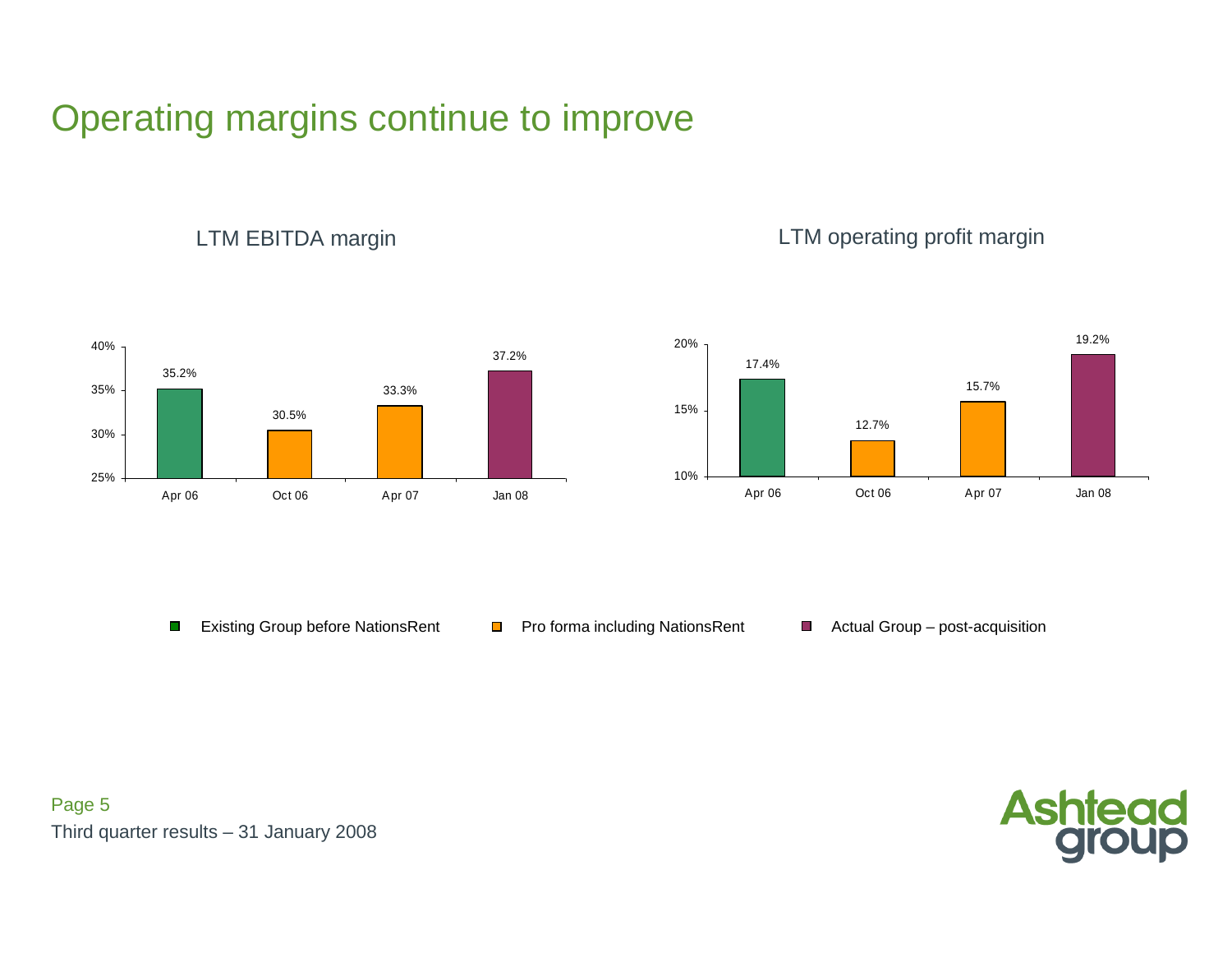# Operating margins continue to improve

## LTM EBITDA margin

| Period | LTM EBITDA margin |
|---|---|
| Apr 06 | 35.2% |
| Oct 06 | 30.5% |
| Apr 07 | 33.3% |
| Jan 08 | 37.2% |

## LTM operating profit margin

| Period | LTM operating profit margin |
|---|---|
| Apr 06 | 17.4% |
| Oct 06 | 12.7% |
| Apr 07 | 15.7% |
| Jan 08 | 19.2% |

- Existing Group before NationsRent (Apr 06)
- Pro forma including NationsRent (Oct 06, Apr 07)
- Actual Group – post-acquisition (Jan 08)

Third quarter results – 31 January 2008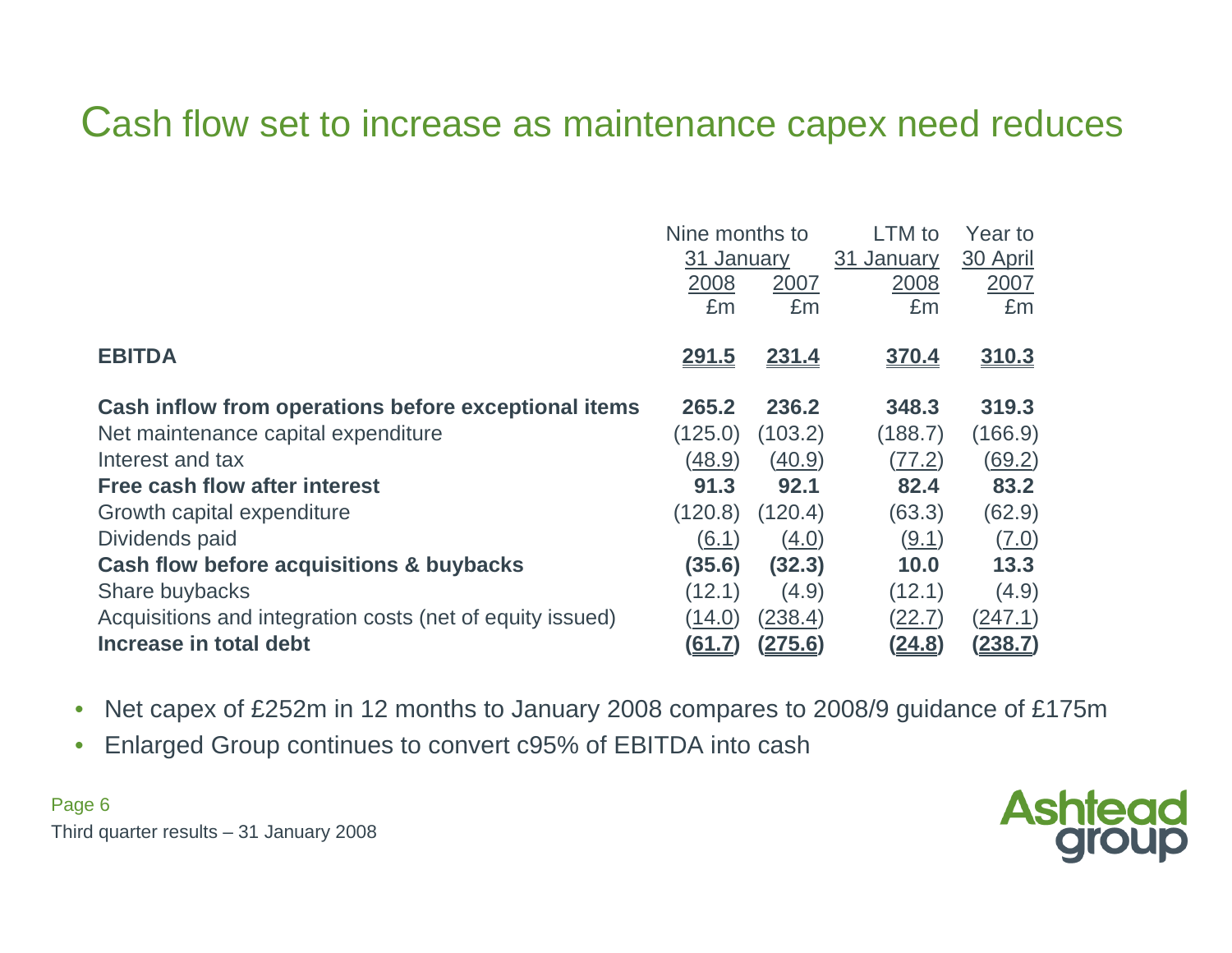# Cash flow set to increase as maintenance capex need reduces

| | Nine months to 31 January | | LTM to 31 January | Year to 30 April |
|---|---|---|---|---|
| | 2008 | 2007 | 2008 | 2007 |
| | £m | £m | £m | £m |
| **EBITDA** | **291.5** | **231.4** | **370.4** | **310.3** |
| **Cash inflow from operations before exceptional items** | **265.2** | **236.2** | **348.3** | **319.3** |
| Net maintenance capital expenditure | (125.0) | (103.2) | (188.7) | (166.9) |
| Interest and tax | (48.9) | (40.9) | (77.2) | (69.2) |
| **Free cash flow after interest** | **91.3** | **92.1** | **82.4** | **83.2** |
| Growth capital expenditure | (120.8) | (120.4) | (63.3) | (62.9) |
| Dividends paid | (6.1) | (4.0) | (9.1) | (7.0) |
| **Cash flow before acquisitions & buybacks** | **(35.6)** | **(32.3)** | **10.0** | **13.3** |
| Share buybacks | (12.1) | (4.9) | (12.1) | (4.9) |
| Acquisitions and integration costs (net of equity issued) | (14.0) | (238.4) | (22.7) | (247.1) |
| **Increase in total debt** | **(61.7)** | **(275.6)** | **(24.8)** | **(238.7)** |

- Net capex of £252m in 12 months to January 2008 compares to 2008/9 guidance of £175m
- Enlarged Group continues to convert c95% of EBITDA into cash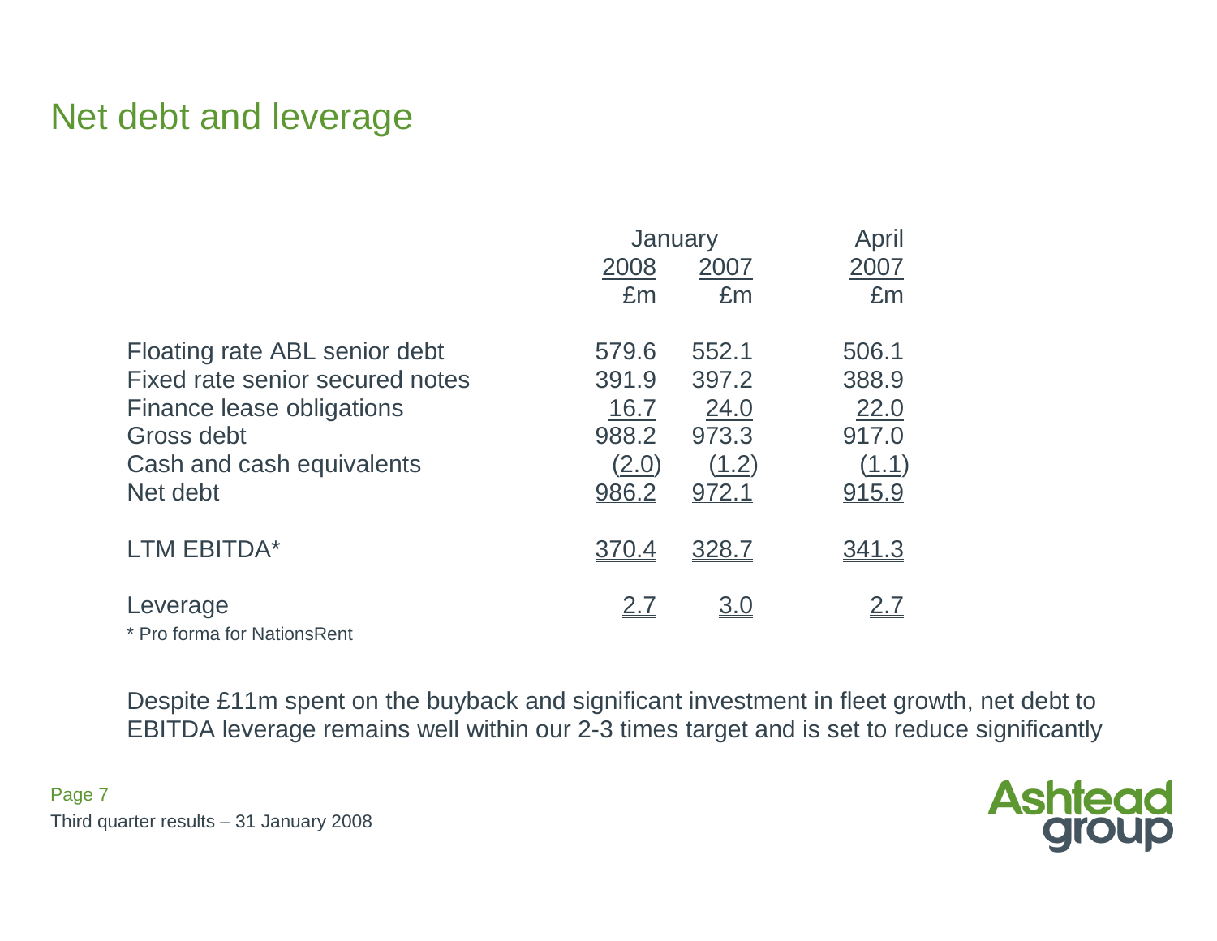# Net debt and leverage

| | January 2008 £m | January 2007 £m | April 2007 £m |
|---|---|---|---|
| Floating rate ABL senior debt | 579.6 | 552.1 | 506.1 |
| Fixed rate senior secured notes | 391.9 | 397.2 | 388.9 |
| Finance lease obligations | 16.7 | 24.0 | 22.0 |
| Gross debt | 988.2 | 973.3 | 917.0 |
| Cash and cash equivalents | (2.0) | (1.2) | (1.1) |
| Net debt | 986.2 | 972.1 | 915.9 |
| LTM EBITDA* | 370.4 | 328.7 | 341.3 |
| Leverage | 2.7 | 3.0 | 2.7 |

\* Pro forma for NationsRent

Despite £11m spent on the buyback and significant investment in fleet growth, net debt to EBITDA leverage remains well within our 2-3 times target and is set to reduce significantly

Third quarter results – 31 January 2008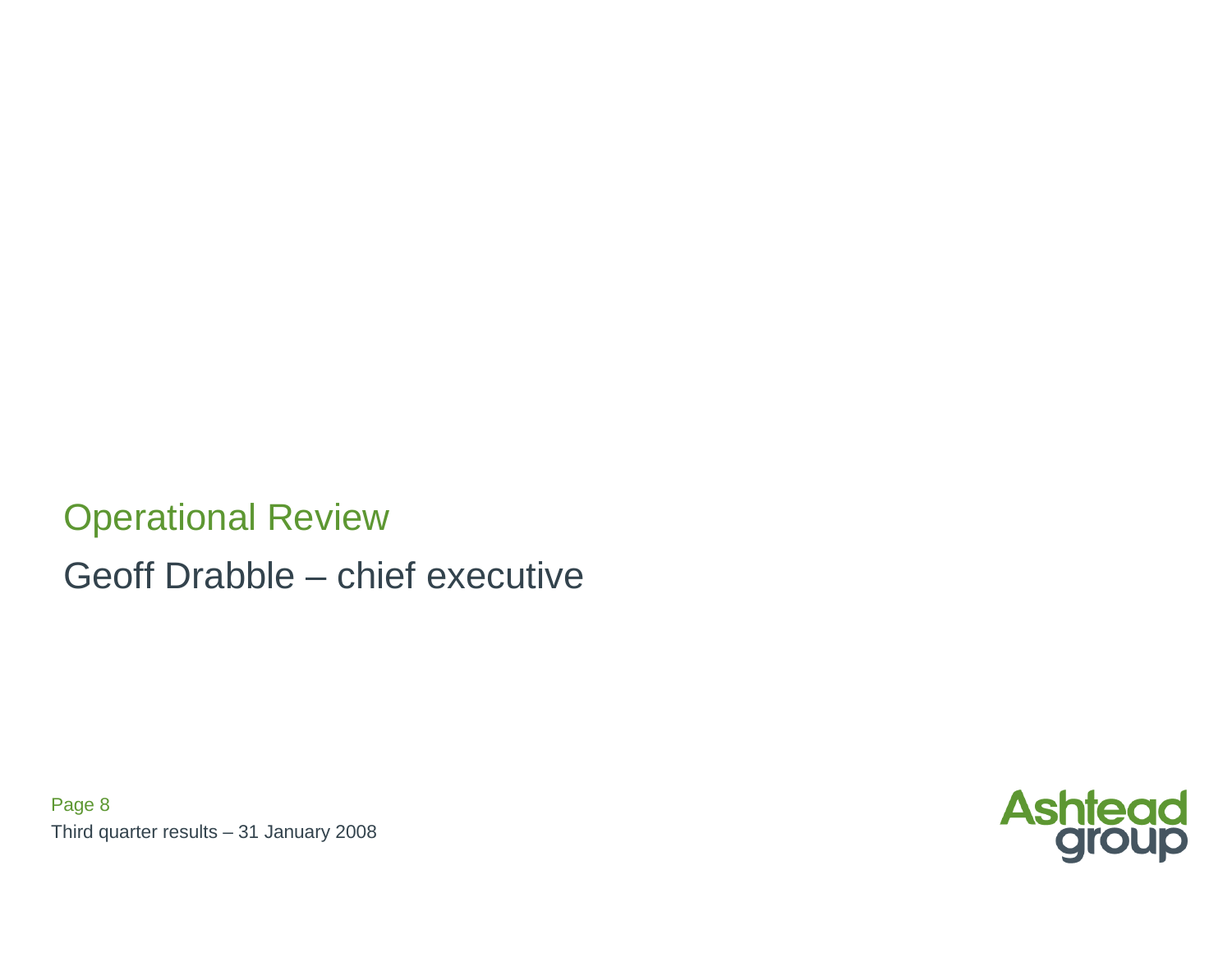# Operational Review

## Geoff Drabble – chief executive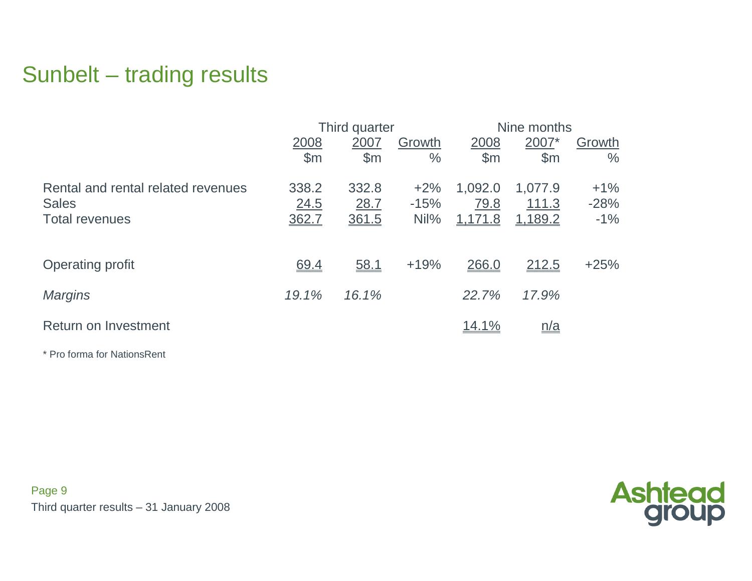# Sunbelt – trading results

| | Third quarter | | | Nine months | | |
|---|---|---|---|---|---|---|
| | 2008 | 2007 | Growth | 2008 | 2007* | Growth |
| | $m | $m | % | $m | $m | % |
| Rental and rental related revenues | 338.2 | 332.8 | +2% | 1,092.0 | 1,077.9 | +1% |
| Sales | 24.5 | 28.7 | -15% | 79.8 | 111.3 | -28% |
| Total revenues | 362.7 | 361.5 | Nil% | 1,171.8 | 1,189.2 | -1% |
| Operating profit | 69.4 | 58.1 | +19% | 266.0 | 212.5 | +25% |
| *Margins* | *19.1%* | *16.1%* | | *22.7%* | *17.9%* | |
| Return on Investment | | | | 14.1% | n/a | |

\* Pro forma for NationsRent

Third quarter results – 31 January 2008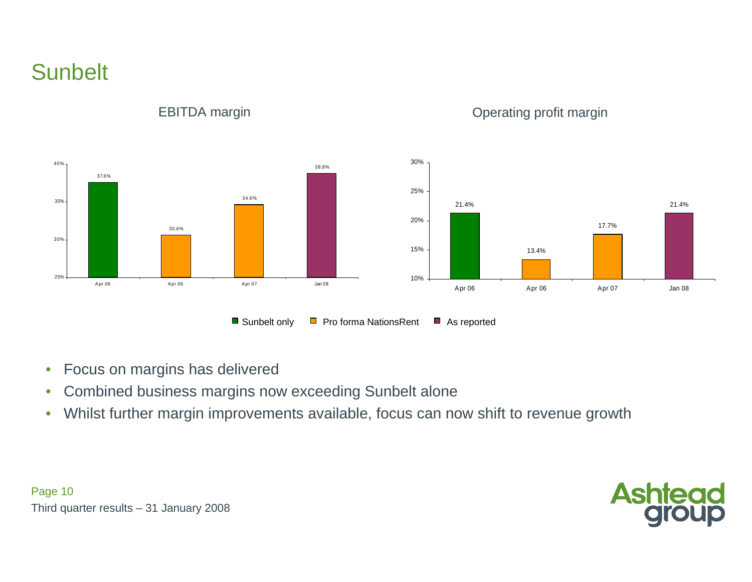# Sunbelt

**EBITDA margin**

| | Apr 06 | Apr 06 | Apr 07 | Jan 08 |
|---|---|---|---|---|
| EBITDA margin | 37.6% | 30.6% | 34.6% | 38.8% |

**Operating profit margin**

| | Apr 06 | Apr 06 | Apr 07 | Jan 08 |
|---|---|---|---|---|
| Operating profit margin | 21.4% | 13.4% | 17.7% | 21.4% |

Legend: Sunbelt only (Apr 06, first bar); Pro forma NationsRent (Apr 06, second bar; Apr 07); As reported (Jan 08)

- Focus on margins has delivered
- Combined business margins now exceeding Sunbelt alone
- Whilst further margin improvements available, focus can now shift to revenue growth

Third quarter results – 31 January 2008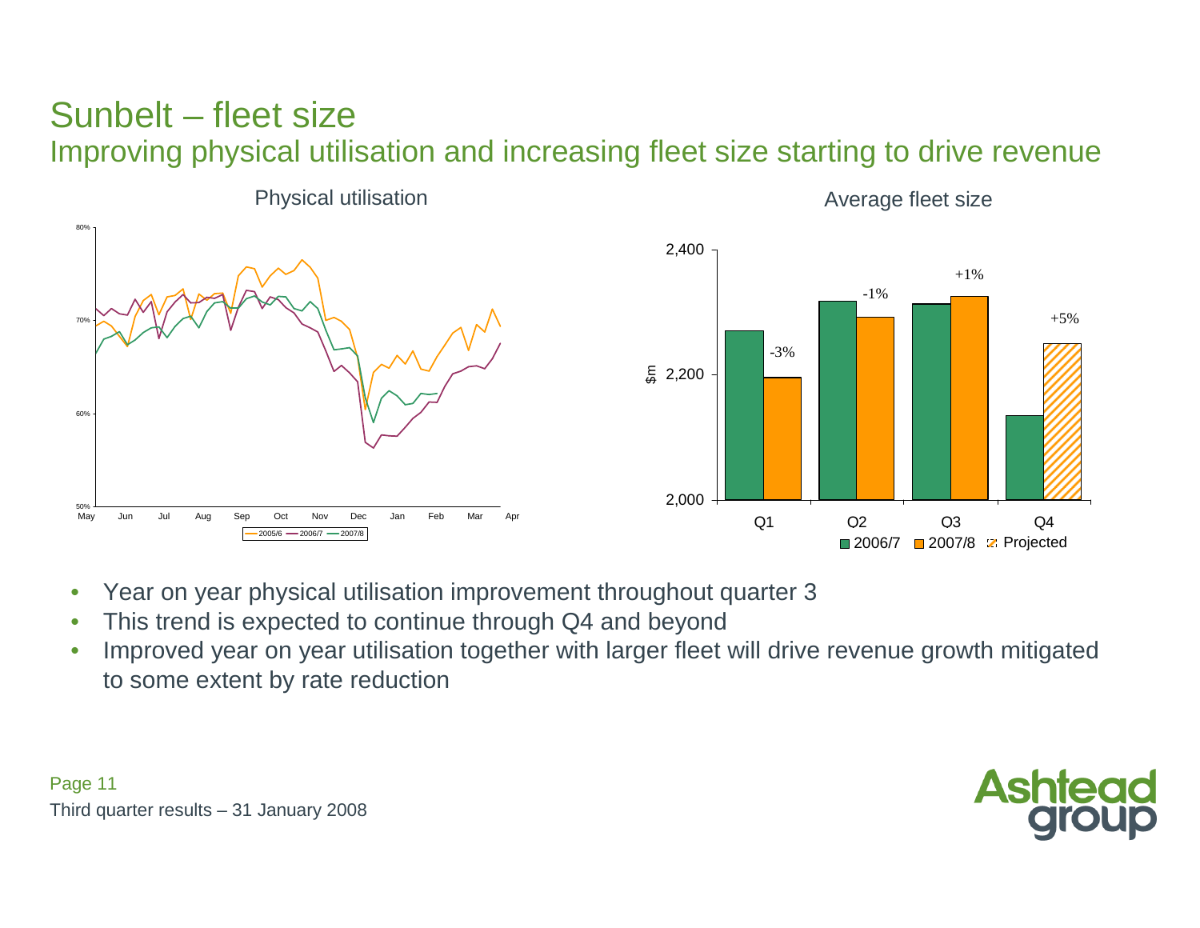# Sunbelt – fleet size

## Improving physical utilisation and increasing fleet size starting to drive revenue

Physical utilisation

Average fleet size

- Year on year physical utilisation improvement throughout quarter 3
- This trend is expected to continue through Q4 and beyond
- Improved year on year utilisation together with larger fleet will drive revenue growth mitigated to some extent by rate reduction

Third quarter results – 31 January 2008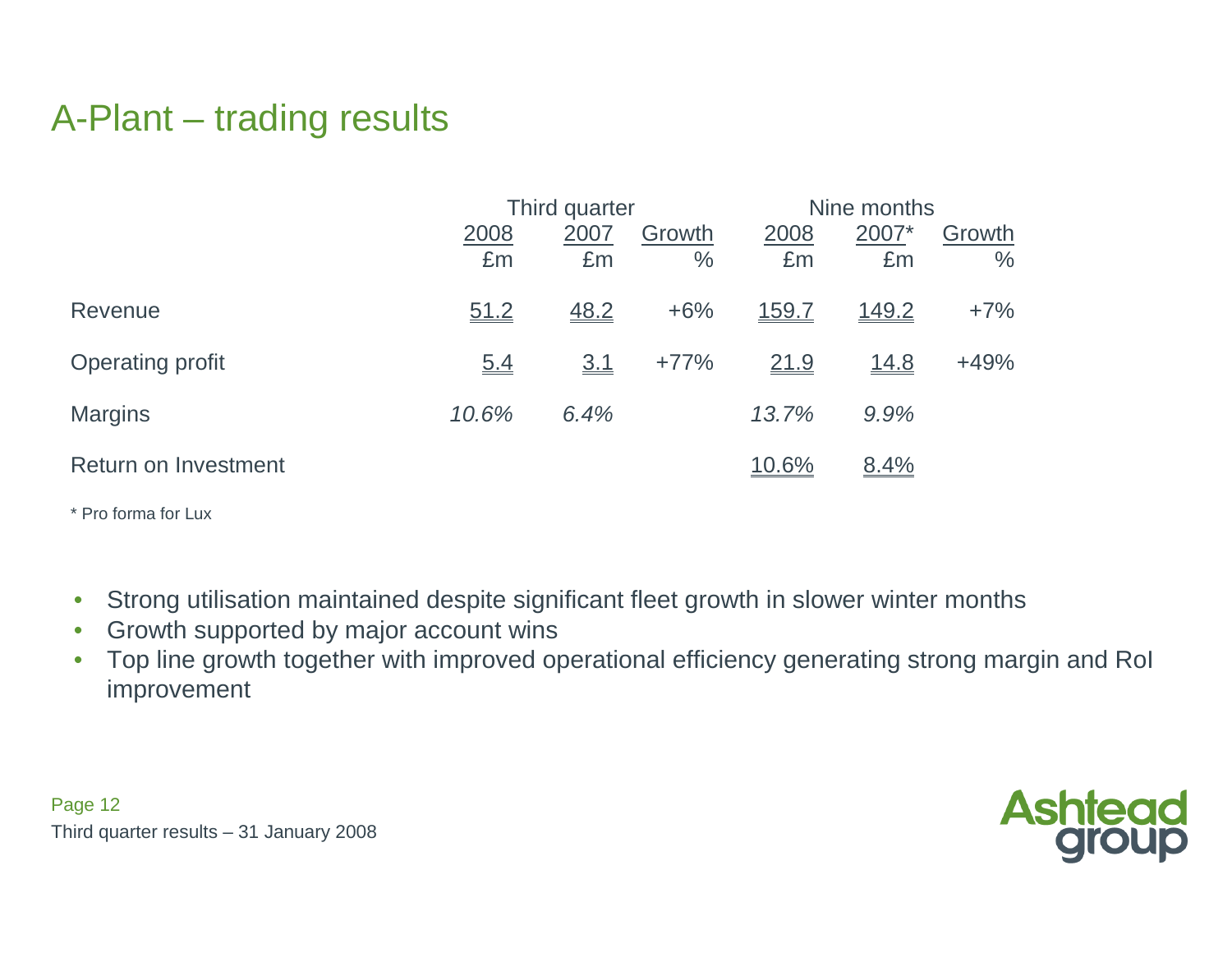# A-Plant – trading results

| | Third quarter | | | Nine months | | |
|---|---|---|---|---|---|---|
| | 2008<br>£m | 2007<br>£m | Growth<br>% | 2008<br>£m | 2007*<br>£m | Growth<br>% |
| Revenue | 51.2 | 48.2 | +6% | 159.7 | 149.2 | +7% |
| Operating profit | 5.4 | 3.1 | +77% | 21.9 | 14.8 | +49% |
| Margins | *10.6%* | *6.4%* | | *13.7%* | *9.9%* | |
| Return on Investment | | | | 10.6% | 8.4% | |

* Pro forma for Lux

- Strong utilisation maintained despite significant fleet growth in slower winter months
- Growth supported by major account wins
- Top line growth together with improved operational efficiency generating strong margin and RoI improvement

Third quarter results – 31 January 2008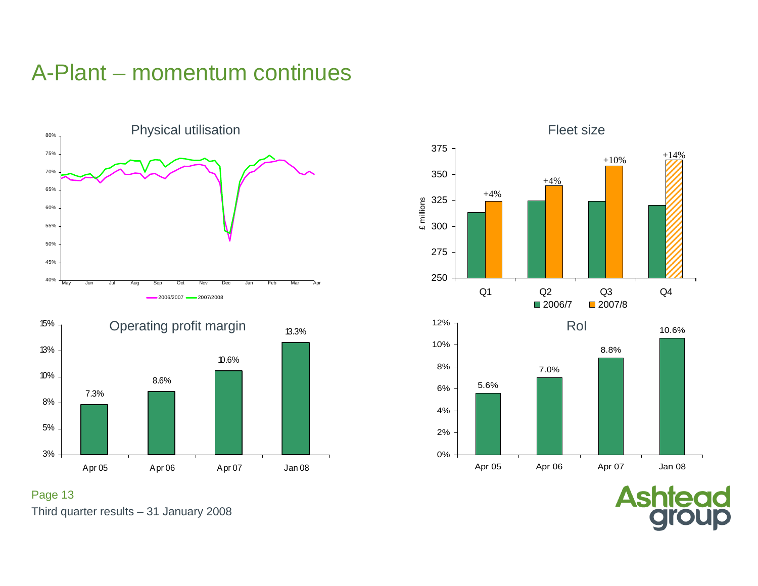# A-Plant – momentum continues

## Physical utilisation

Legend: 2006/2007, 2007/2008

Y-axis: 40% – 80%
X-axis: May, Jun, Jul, Aug, Sep, Oct, Nov, Dec, Jan, Feb, Mar, Apr

## Fleet size

| £ millions | 2006/7 | 2007/8 | Change |
|---|---|---|---|
| Q1 | | | +4% |
| Q2 | | | +4% |
| Q3 | | | +10% |
| Q4 | | | +14% |

## Operating profit margin

| Apr 05 | Apr 06 | Apr 07 | Jan 08 |
|---|---|---|---|
| 7.3% | 8.6% | 10.6% | 13.3% |

## RoI

| Apr 05 | Apr 06 | Apr 07 | Jan 08 |
|---|---|---|---|
| 5.6% | 7.0% | 8.8% | 10.6% |

Third quarter results – 31 January 2008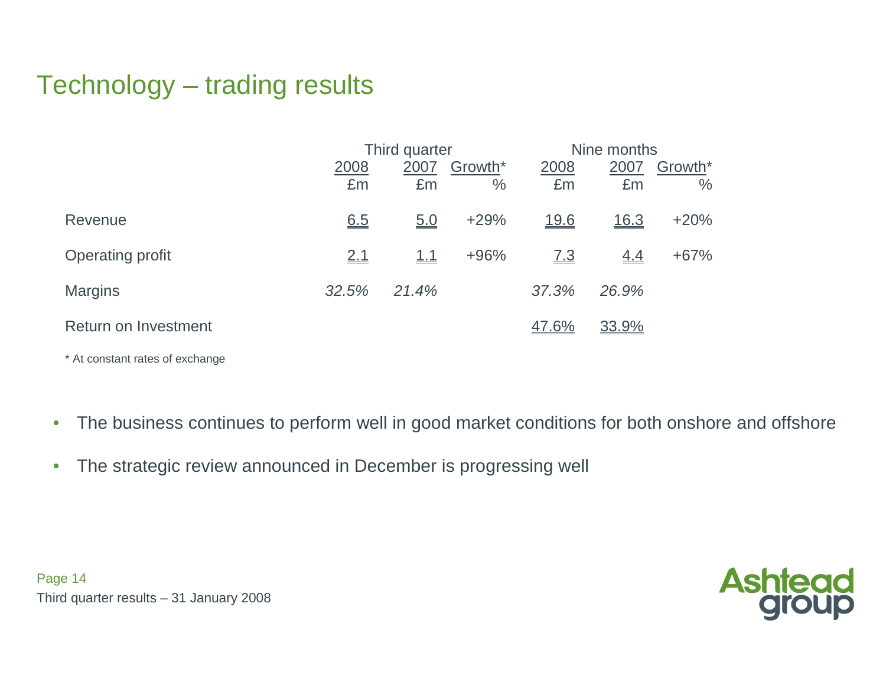# Technology – trading results

| | Third quarter | | | Nine months | | |
|---|---|---|---|---|---|---|
| | 2008 £m | 2007 £m | Growth* % | 2008 £m | 2007 £m | Growth* % |
| Revenue | 6.5 | 5.0 | +29% | 19.6 | 16.3 | +20% |
| Operating profit | 2.1 | 1.1 | +96% | 7.3 | 4.4 | +67% |
| Margins | *32.5%* | *21.4%* | | *37.3%* | *26.9%* | |
| Return on Investment | | | | 47.6% | 33.9% | |

\* At constant rates of exchange

- The business continues to perform well in good market conditions for both onshore and offshore
- The strategic review announced in December is progressing well

Third quarter results – 31 January 2008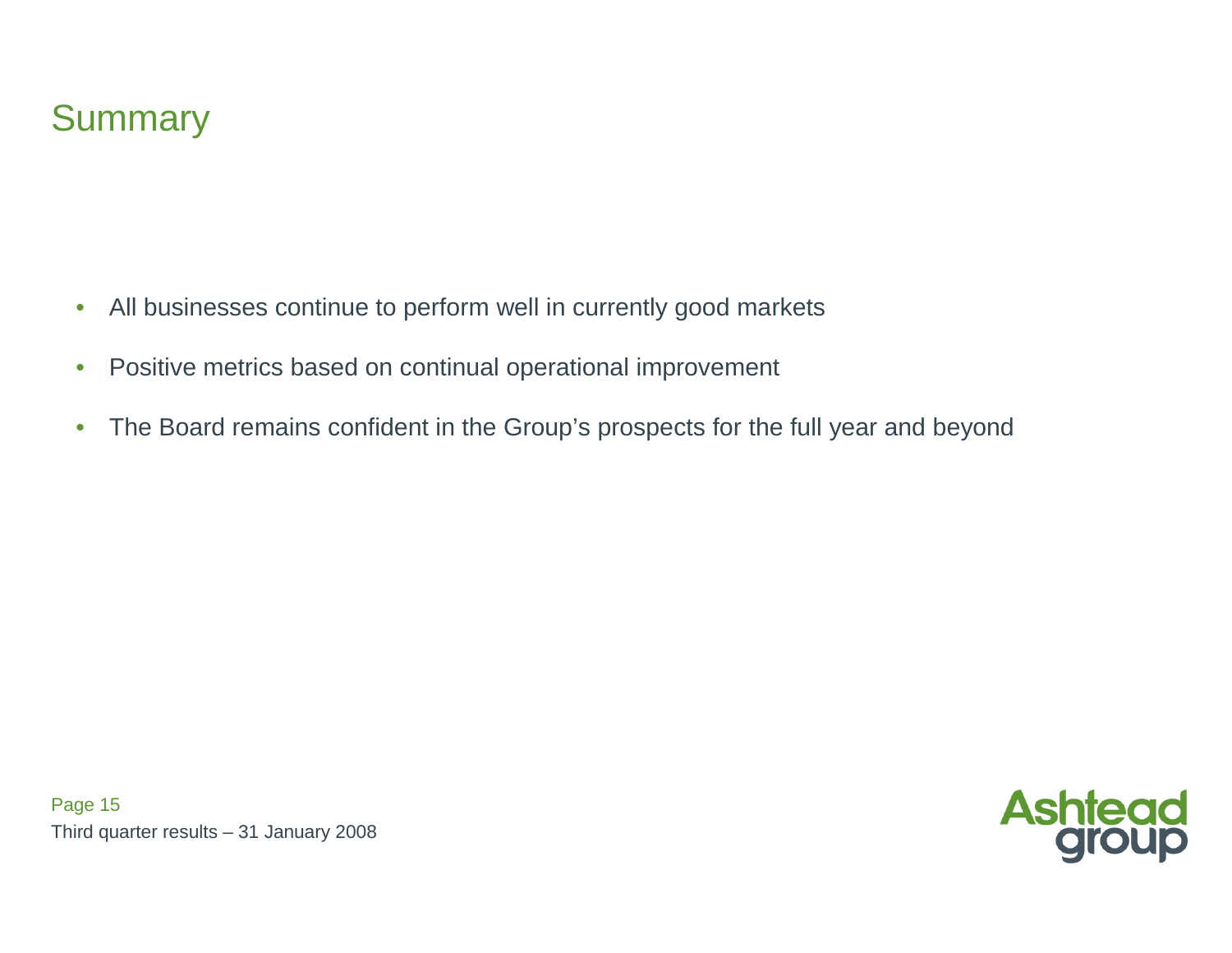# Summary

- All businesses continue to perform well in currently good markets
- Positive metrics based on continual operational improvement
- The Board remains confident in the Group's prospects for the full year and beyond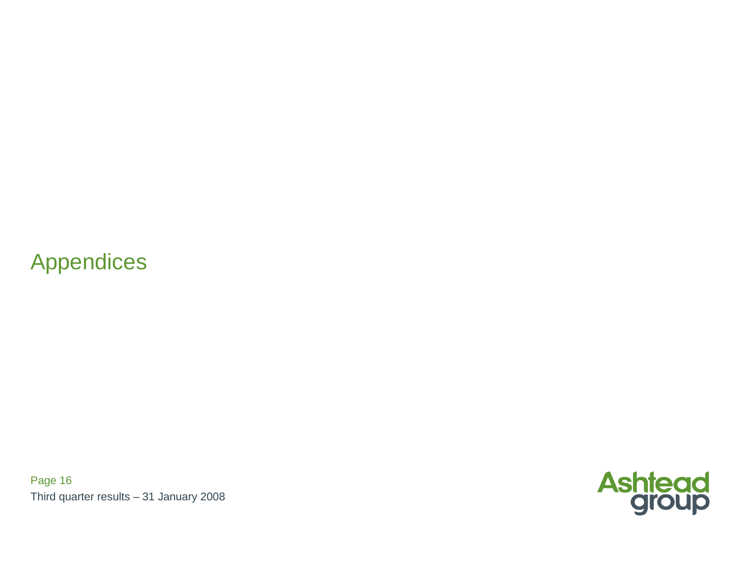# Appendices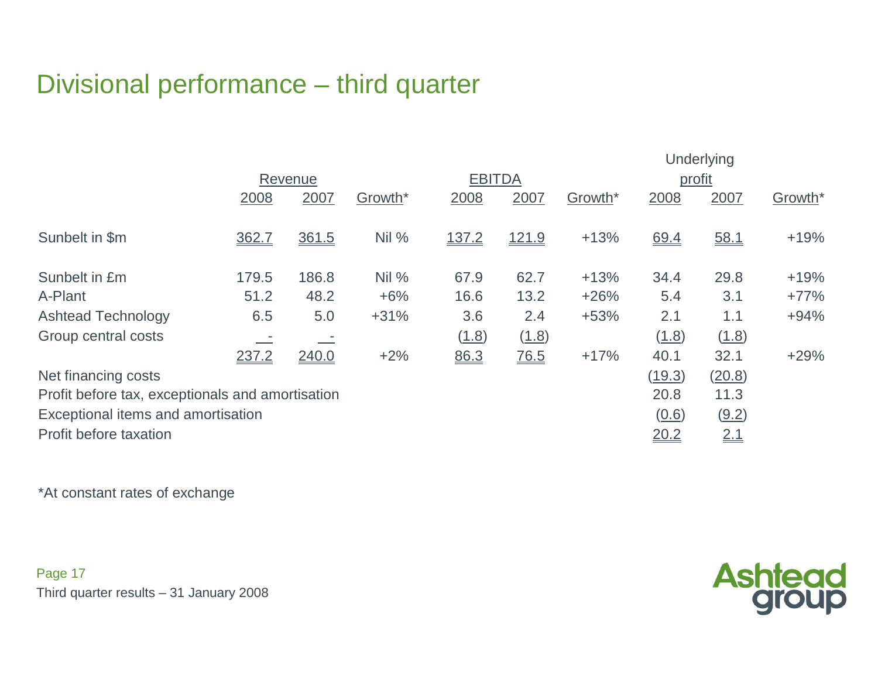# Divisional performance – third quarter

| | Revenue | | | EBITDA | | | Underlying profit | | |
|---|---|---|---|---|---|---|---|---|---|
| | 2008 | 2007 | Growth* | 2008 | 2007 | Growth* | 2008 | 2007 | Growth* |
| Sunbelt in $m | 362.7 | 361.5 | Nil % | 137.2 | 121.9 | +13% | 69.4 | 58.1 | +19% |
| Sunbelt in £m | 179.5 | 186.8 | Nil % | 67.9 | 62.7 | +13% | 34.4 | 29.8 | +19% |
| A-Plant | 51.2 | 48.2 | +6% | 16.6 | 13.2 | +26% | 5.4 | 3.1 | +77% |
| Ashtead Technology | 6.5 | 5.0 | +31% | 3.6 | 2.4 | +53% | 2.1 | 1.1 | +94% |
| Group central costs | - | - | | (1.8) | (1.8) | | (1.8) | (1.8) | |
| | 237.2 | 240.0 | +2% | 86.3 | 76.5 | +17% | 40.1 | 32.1 | +29% |
| Net financing costs | | | | | | | (19.3) | (20.8) | |
| Profit before tax, exceptionals and amortisation | | | | | | | 20.8 | 11.3 | |
| Exceptional items and amortisation | | | | | | | (0.6) | (9.2) | |
| Profit before taxation | | | | | | | 20.2 | 2.1 | |

*At constant rates of exchange

Third quarter results – 31 January 2008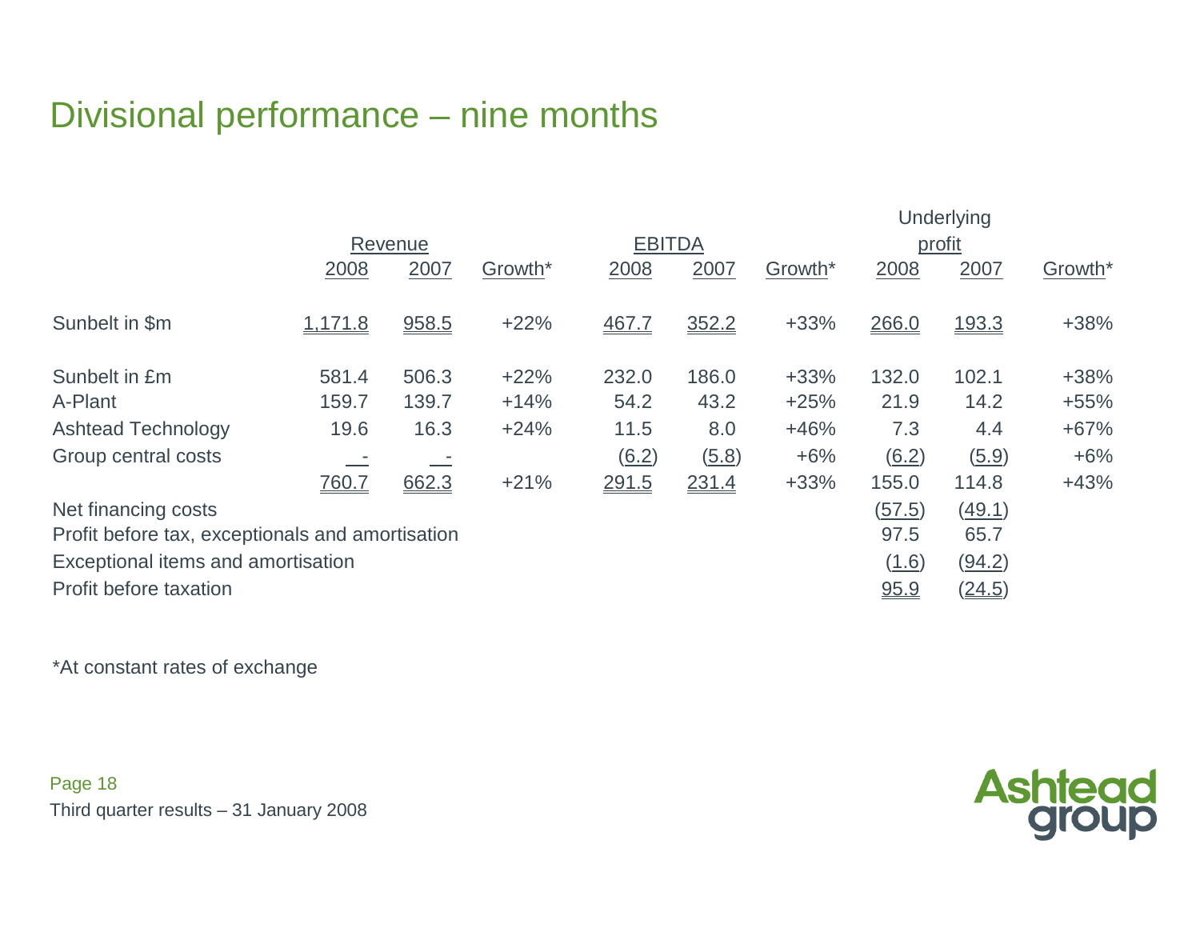# Divisional performance – nine months

| | Revenue | | | EBITDA | | | Underlying profit | | |
|---|---|---|---|---|---|---|---|---|---|
| | 2008 | 2007 | Growth* | 2008 | 2007 | Growth* | 2008 | 2007 | Growth* |
| Sunbelt in $m | 1,171.8 | 958.5 | +22% | 467.7 | 352.2 | +33% | 266.0 | 193.3 | +38% |
| Sunbelt in £m | 581.4 | 506.3 | +22% | 232.0 | 186.0 | +33% | 132.0 | 102.1 | +38% |
| A-Plant | 159.7 | 139.7 | +14% | 54.2 | 43.2 | +25% | 21.9 | 14.2 | +55% |
| Ashtead Technology | 19.6 | 16.3 | +24% | 11.5 | 8.0 | +46% | 7.3 | 4.4 | +67% |
| Group central costs | - | - | | (6.2) | (5.8) | +6% | (6.2) | (5.9) | +6% |
| | 760.7 | 662.3 | +21% | 291.5 | 231.4 | +33% | 155.0 | 114.8 | +43% |
| Net financing costs | | | | | | | (57.5) | (49.1) | |
| Profit before tax, exceptionals and amortisation | | | | | | | 97.5 | 65.7 | |
| Exceptional items and amortisation | | | | | | | (1.6) | (94.2) | |
| Profit before taxation | | | | | | | 95.9 | (24.5) | |

*At constant rates of exchange

Third quarter results – 31 January 2008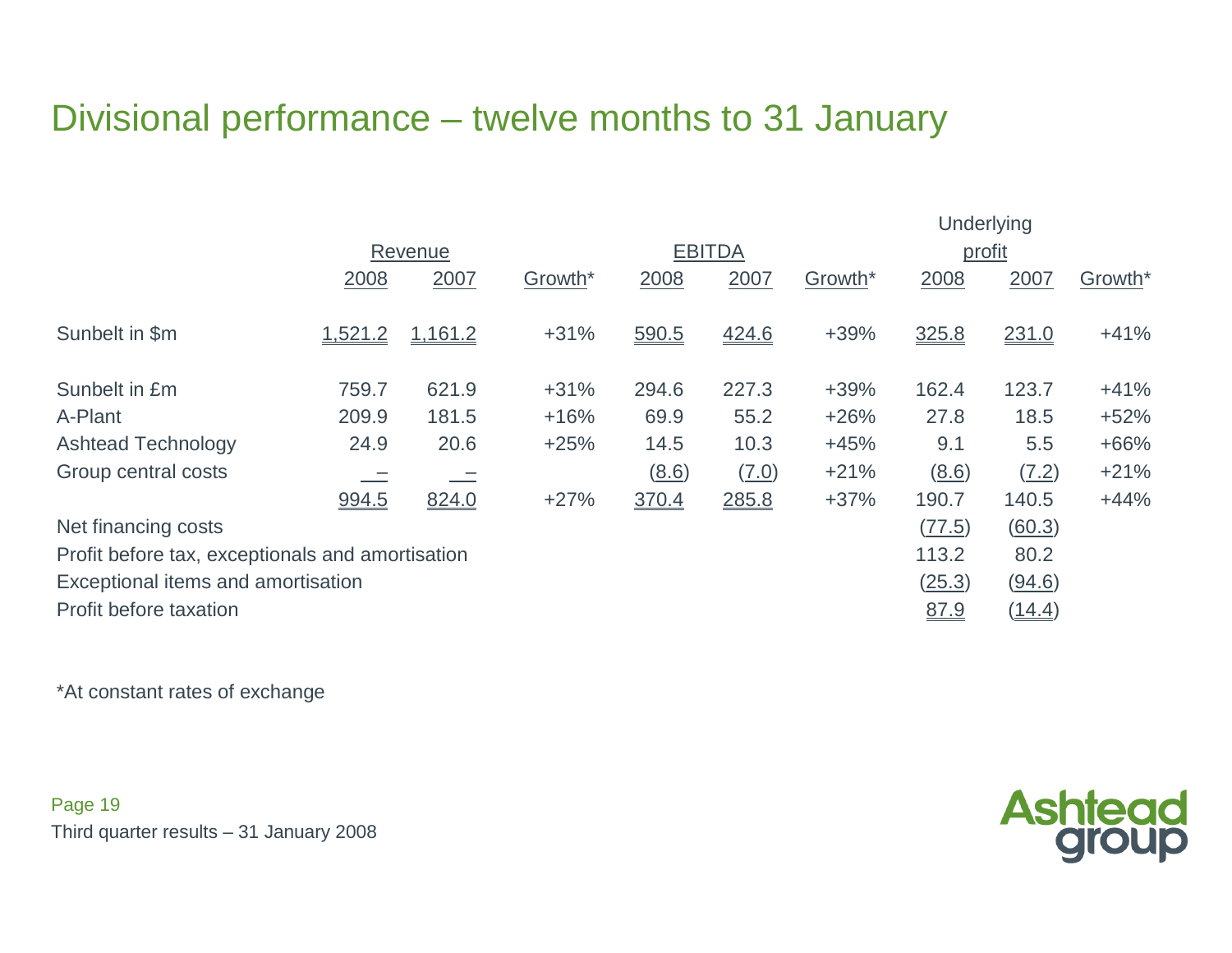# Divisional performance – twelve months to 31 January

| | Revenue | | | EBITDA | | | Underlying profit | | |
|---|---|---|---|---|---|---|---|---|---|
| | 2008 | 2007 | Growth* | 2008 | 2007 | Growth* | 2008 | 2007 | Growth* |
| Sunbelt in $m | 1,521.2 | 1,161.2 | +31% | 590.5 | 424.6 | +39% | 325.8 | 231.0 | +41% |
| Sunbelt in £m | 759.7 | 621.9 | +31% | 294.6 | 227.3 | +39% | 162.4 | 123.7 | +41% |
| A-Plant | 209.9 | 181.5 | +16% | 69.9 | 55.2 | +26% | 27.8 | 18.5 | +52% |
| Ashtead Technology | 24.9 | 20.6 | +25% | 14.5 | 10.3 | +45% | 9.1 | 5.5 | +66% |
| Group central costs | – | – | | (8.6) | (7.0) | +21% | (8.6) | (7.2) | +21% |
| | 994.5 | 824.0 | +27% | 370.4 | 285.8 | +37% | 190.7 | 140.5 | +44% |
| Net financing costs | | | | | | | (77.5) | (60.3) | |
| Profit before tax, exceptionals and amortisation | | | | | | | 113.2 | 80.2 | |
| Exceptional items and amortisation | | | | | | | (25.3) | (94.6) | |
| Profit before taxation | | | | | | | 87.9 | (14.4) | |

*At constant rates of exchange

Third quarter results – 31 January 2008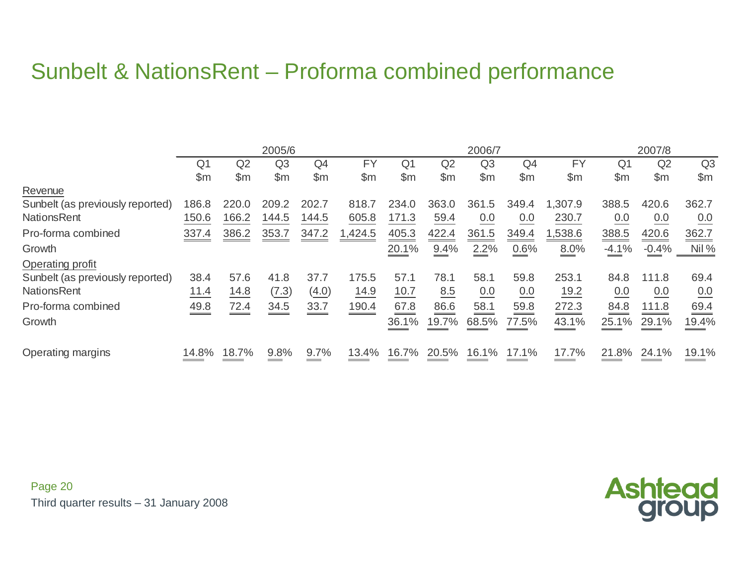# Sunbelt & NationsRent – Proforma combined performance

| | 2005/6 | | | | | 2006/7 | | | | | 2007/8 | | |
|---|---|---|---|---|---|---|---|---|---|---|---|---|---|
| | Q1 | Q2 | Q3 | Q4 | FY | Q1 | Q2 | Q3 | Q4 | FY | Q1 | Q2 | Q3 |
| | $m | $m | $m | $m | $m | $m | $m | $m | $m | $m | $m | $m | $m |
| Revenue | | | | | | | | | | | | | |
| Sunbelt (as previously reported) | 186.8 | 220.0 | 209.2 | 202.7 | 818.7 | 234.0 | 363.0 | 361.5 | 349.4 | 1,307.9 | 388.5 | 420.6 | 362.7 |
| NationsRent | 150.6 | 166.2 | 144.5 | 144.5 | 605.8 | 171.3 | 59.4 | 0.0 | 0.0 | 230.7 | 0.0 | 0.0 | 0.0 |
| Pro-forma combined | 337.4 | 386.2 | 353.7 | 347.2 | 1,424.5 | 405.3 | 422.4 | 361.5 | 349.4 | 1,538.6 | 388.5 | 420.6 | 362.7 |
| Growth | | | | | | 20.1% | 9.4% | 2.2% | 0.6% | 8.0% | -4.1% | -0.4% | Nil % |
| Operating profit | | | | | | | | | | | | | |
| Sunbelt (as previously reported) | 38.4 | 57.6 | 41.8 | 37.7 | 175.5 | 57.1 | 78.1 | 58.1 | 59.8 | 253.1 | 84.8 | 111.8 | 69.4 |
| NationsRent | 11.4 | 14.8 | (7.3) | (4.0) | 14.9 | 10.7 | 8.5 | 0.0 | 0.0 | 19.2 | 0.0 | 0.0 | 0.0 |
| Pro-forma combined | 49.8 | 72.4 | 34.5 | 33.7 | 190.4 | 67.8 | 86.6 | 58.1 | 59.8 | 272.3 | 84.8 | 111.8 | 69.4 |
| Growth | | | | | | 36.1% | 19.7% | 68.5% | 77.5% | 43.1% | 25.1% | 29.1% | 19.4% |
| Operating margins | 14.8% | 18.7% | 9.8% | 9.7% | 13.4% | 16.7% | 20.5% | 16.1% | 17.1% | 17.7% | 21.8% | 24.1% | 19.1% |

Third quarter results – 31 January 2008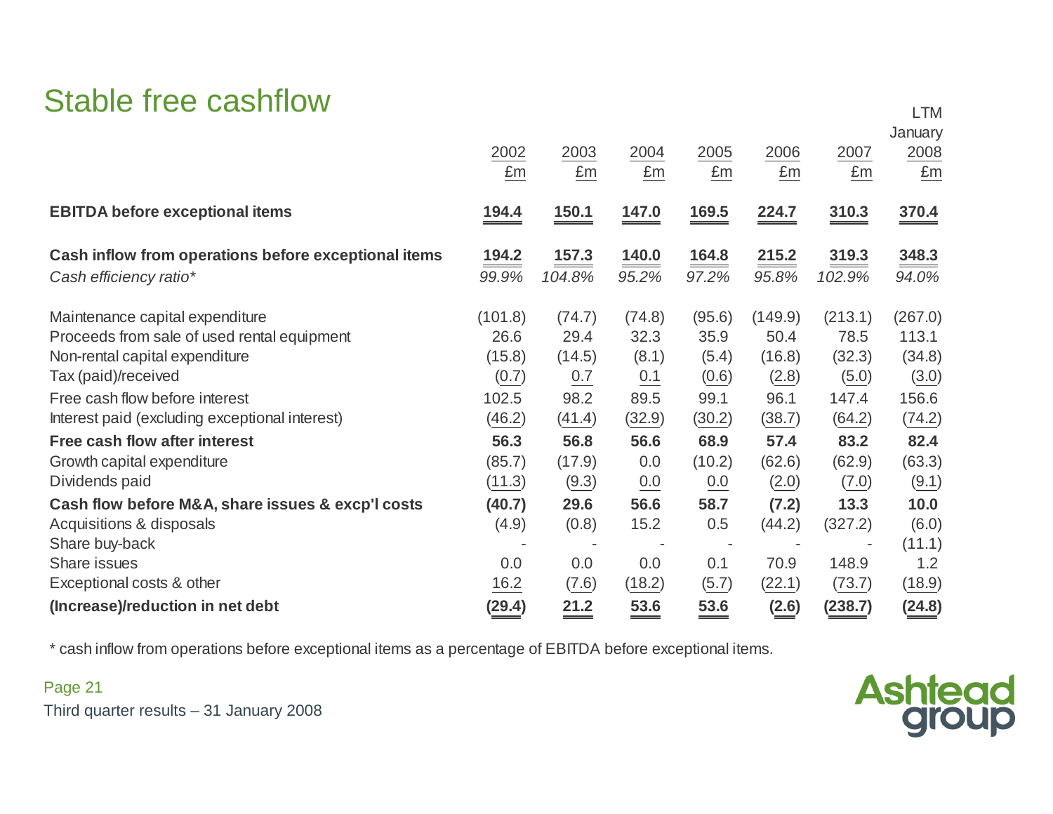# Stable free cashflow

| | 2002 £m | 2003 £m | 2004 £m | 2005 £m | 2006 £m | 2007 £m | LTM January 2008 £m |
|---|---|---|---|---|---|---|---|
| **EBITDA before exceptional items** | **194.4** | **150.1** | **147.0** | **169.5** | **224.7** | **310.3** | **370.4** |
| **Cash inflow from operations before exceptional items** | **194.2** | **157.3** | **140.0** | **164.8** | **215.2** | **319.3** | **348.3** |
| *Cash efficiency ratio** | *99.9%* | *104.8%* | *95.2%* | *97.2%* | *95.8%* | *102.9%* | *94.0%* |
| Maintenance capital expenditure | (101.8) | (74.7) | (74.8) | (95.6) | (149.9) | (213.1) | (267.0) |
| Proceeds from sale of used rental equipment | 26.6 | 29.4 | 32.3 | 35.9 | 50.4 | 78.5 | 113.1 |
| Non-rental capital expenditure | (15.8) | (14.5) | (8.1) | (5.4) | (16.8) | (32.3) | (34.8) |
| Tax (paid)/received | (0.7) | 0.7 | 0.1 | (0.6) | (2.8) | (5.0) | (3.0) |
| Free cash flow before interest | 102.5 | 98.2 | 89.5 | 99.1 | 96.1 | 147.4 | 156.6 |
| Interest paid (excluding exceptional interest) | (46.2) | (41.4) | (32.9) | (30.2) | (38.7) | (64.2) | (74.2) |
| **Free cash flow after interest** | **56.3** | **56.8** | **56.6** | **68.9** | **57.4** | **83.2** | **82.4** |
| Growth capital expenditure | (85.7) | (17.9) | 0.0 | (10.2) | (62.6) | (62.9) | (63.3) |
| Dividends paid | (11.3) | (9.3) | 0.0 | 0.0 | (2.0) | (7.0) | (9.1) |
| **Cash flow before M&A, share issues & excp'l costs** | **(40.7)** | **29.6** | **56.6** | **58.7** | **(7.2)** | **13.3** | **10.0** |
| Acquisitions & disposals | (4.9) | (0.8) | 15.2 | 0.5 | (44.2) | (327.2) | (6.0) |
| Share buy-back | - | - | - | - | - | - | (11.1) |
| Share issues | 0.0 | 0.0 | 0.0 | 0.1 | 70.9 | 148.9 | 1.2 |
| Exceptional costs & other | 16.2 | (7.6) | (18.2) | (5.7) | (22.1) | (73.7) | (18.9) |
| **(Increase)/reduction in net debt** | **(29.4)** | **21.2** | **53.6** | **53.6** | **(2.6)** | **(238.7)** | **(24.8)** |

* cash inflow from operations before exceptional items as a percentage of EBITDA before exceptional items.

Third quarter results – 31 January 2008